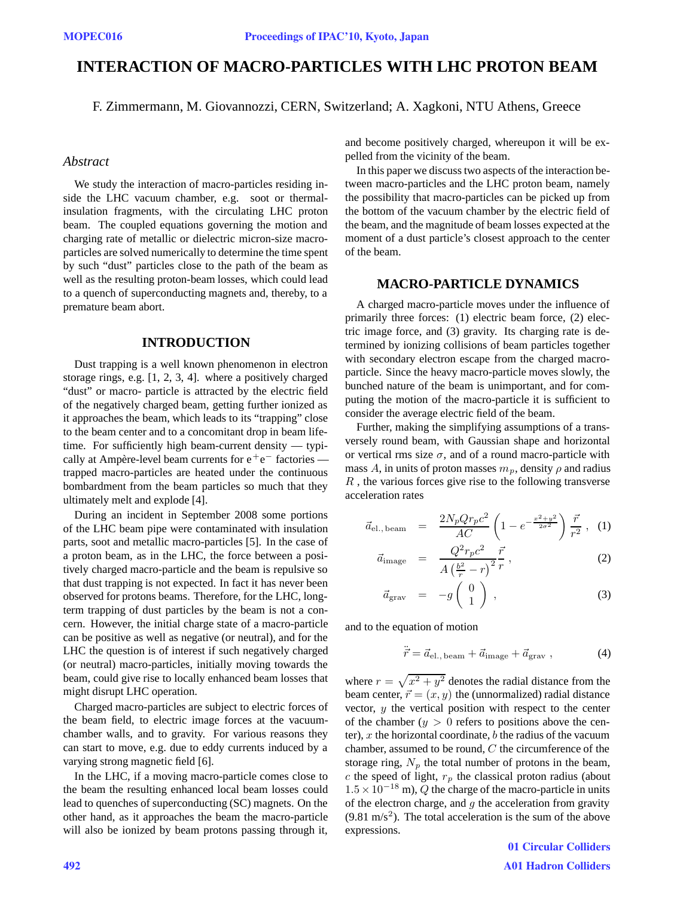# INTERACTION OF MACRO-PARTICLES WITH LHC PROTON BEAM

F. Zimmermann, M. Giovannozzi, CERN, Switzerland; A. Xagkoni, NTU Athens, Greece

## *Abstract*

We study the interaction of macro-particles residing inside the LHC vacuum chamber, e.g. soot or thermal-insulation fragments, with the circulating LHC proton beam. The coupled equations governing the motion and charging rate of metallic or dielectric micron-size macro-particles are solved numerically to determine the time spent by such "dust" particles close to the path of the beam as well as the resulting proton-beam losses, which could lead to a quench of superconducting magnets and, thereby, to a premature beam abort.

## INTRODUCTION

Dust trapping is a well known phenomenon in electron storage rings, e.g. [1, 2, 3, 4]. where a positively charged "dust" or macro- particle is attracted by the electric field of the negatively charged beam, getting further ionized as it approaches the beam, which leads to its "trapping" close to the beam center and to a concomitant drop in beam lifetime. For sufficiently high beam-current density — typically at Ampère-level beam currents for $e^+e^-$ factories — trapped macro-particles are heated under the continuous bombardment from the beam particles so much that they ultimately melt and explode [4].

During an incident in September 2008 some portions of the LHC beam pipe were contaminated with insulation parts, soot and metallic macro-particles [5]. In the case of a proton beam, as in the LHC, the force between a positively charged macro-particle and the beam is repulsive so that dust trapping is not expected. In fact it has never been observed for protons beams. Therefore, for the LHC, long-term trapping of dust particles by the beam is not a concern. However, the initial charge state of a macro-particle can be positive as well as negative (or neutral), and for the LHC the question is of interest if such negatively charged (or neutral) macro-particles, initially moving towards the beam, could give rise to locally enhanced beam losses that might disrupt LHC operation.

Charged macro-particles are subject to electric forces of the beam field, to electric image forces at the vacuum-chamber walls, and to gravity. For various reasons they can start to move, e.g. due to eddy currents induced by a varying strong magnetic field [6].

In the LHC, if a moving macro-particle comes close to the beam the resulting enhanced local beam losses could lead to quenches of superconducting (SC) magnets. On the other hand, as it approaches the beam the macro-particle will also be ionized by beam protons passing through it, and become positively charged, whereupon it will be expelled from the vicinity of the beam.

In this paper we discuss two aspects of the interaction between macro-particles and the LHC proton beam, namely the possibility that macro-particles can be picked up from the bottom of the vacuum chamber by the electric field of the beam, and the magnitude of beam losses expected at the moment of a dust particle's closest approach to the center of the beam.

## MACRO-PARTICLE DYNAMICS

A charged macro-particle moves under the influence of primarily three forces: (1) electric beam force, (2) electric image force, and (3) gravity. Its charging rate is determined by ionizing collisions of beam particles together with secondary electron escape from the charged macro-particle. Since the heavy macro-particle moves slowly, the bunched nature of the beam is unimportant, and for computing the motion of the macro-particle it is sufficient to consider the average electric field of the beam.

Further, making the simplifying assumptions of a transversely round beam, with Gaussian shape and horizontal or vertical rms size $\sigma$, and of a round macro-particle with mass $A$, in units of proton masses $m_p$, density $\rho$ and radius $R$ , the various forces give rise to the following transverse acceleration rates

$$\vec{a}_{\rm el.,\,beam} = \frac{2N_p Q r_p c^2}{AC}\left(1-e^{-\frac{x^2+y^2}{2\sigma^2}}\right)\frac{\vec{r}}{r^2}\ , \quad (1)$$

$$\vec{a}_{\rm image} = \frac{Q^2 r_p c^2}{A\left(\frac{b^2}{r}-r\right)^2}\frac{\vec{r}}{r}\ , \quad (2)$$

$$\vec{a}_{\rm grav} = -g\begin{pmatrix}0\\1\end{pmatrix}\ , \quad (3)$$

and to the equation of motion

$$\ddot{\vec{r}} = \vec{a}_{\rm el.,\,beam} + \vec{a}_{\rm image} + \vec{a}_{\rm grav}\ , \quad (4)$$

where $r = \sqrt{x^2+y^2}$ denotes the radial distance from the beam center, $\vec{r} = (x, y)$ the (unnormalized) radial distance vector, $y$ the vertical position with respect to the center of the chamber ($y > 0$ refers to positions above the center), $x$ the horizontal coordinate, $b$ the radius of the vacuum chamber, assumed to be round, $C$ the circumference of the storage ring, $N_p$ the total number of protons in the beam, $c$ the speed of light, $r_p$ the classical proton radius (about $1.5 \times 10^{-18}$ m), $Q$ the charge of the macro-particle in units of the electron charge, and $g$ the acceleration from gravity (9.81 m/s$^2$). The total acceleration is the sum of the above expressions.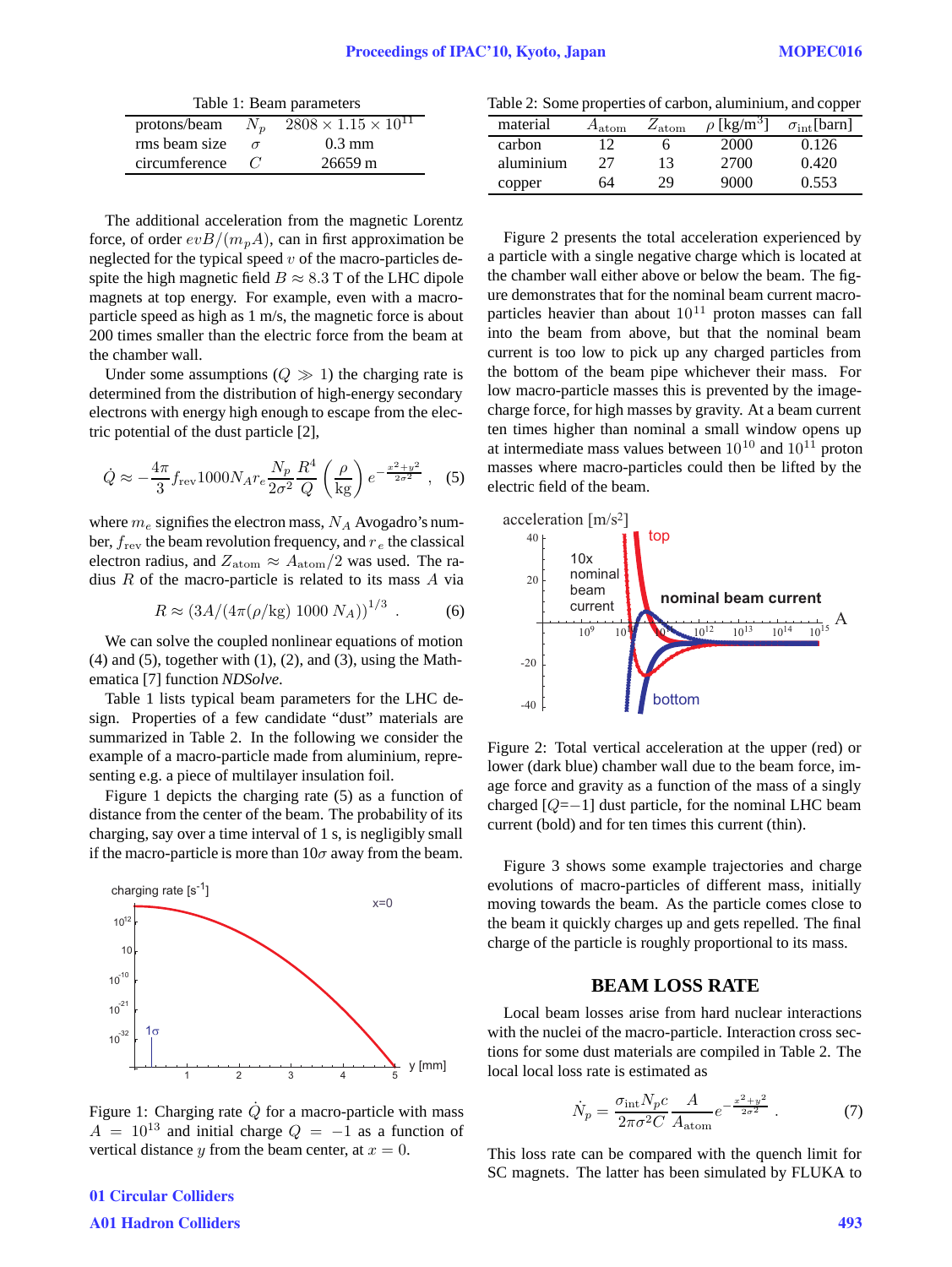Table 1: Beam parameters

| | | |
|---|---|---|
| protons/beam | $N_p$ | $2808 \times 1.15 \times 10^{11}$ |
| rms beam size | $\sigma$ | 0.3 mm |
| circumference | $C$ | 26659 m |

The additional acceleration from the magnetic Lorentz force, of order $evB/(m_p A)$, can in first approximation be neglected for the typical speed $v$ of the macro-particles despite the high magnetic field $B \approx 8.3$ T of the LHC dipole magnets at top energy. For example, even with a macro-particle speed as high as 1 m/s, the magnetic force is about 200 times smaller than the electric force from the beam at the chamber wall.

Under some assumptions ($Q \gg 1$) the charging rate is determined from the distribution of high-energy secondary electrons with energy high enough to escape from the electric potential of the dust particle [2],

$$\dot{Q} \approx -\frac{4\pi}{3} f_{\rm rev} 1000 N_A r_e \frac{N_p}{2\sigma^2} \frac{R^4}{Q} \left(\frac{\rho}{\rm kg}\right) e^{-\frac{x^2+y^2}{2\sigma^2}} , \quad (5)$$

where $m_e$ signifies the electron mass, $N_A$ Avogadro's number, $f_{\rm rev}$ the beam revolution frequency, and $r_e$ the classical electron radius, and $Z_{\rm atom} \approx A_{\rm atom}/2$ was used. The radius $R$ of the macro-particle is related to its mass $A$ via

$$R \approx (3A/(4\pi(\rho/{\rm kg})\ 1000\ N_A))^{1/3} . \quad (6)$$

We can solve the coupled nonlinear equations of motion (4) and (5), together with (1), (2), and (3), using the Mathematica [7] function *NDSolve*.

Table 1 lists typical beam parameters for the LHC design. Properties of a few candidate "dust" materials are summarized in Table 2. In the following we consider the example of a macro-particle made from aluminium, representing e.g. a piece of multilayer insulation foil.

Figure 1 depicts the charging rate (5) as a function of distance from the center of the beam. The probability of its charging, say over a time interval of 1 s, is negligibly small if the macro-particle is more than $10\sigma$ away from the beam.

Figure 1: Charging rate $\dot{Q}$ for a macro-particle with mass $A = 10^{13}$ and initial charge $Q = -1$ as a function of vertical distance $y$ from the beam center, at $x = 0$.

Table 2: Some properties of carbon, aluminium, and copper

| material | $A_{\rm atom}$ | $Z_{\rm atom}$ | $\rho$ [kg/m$^3$] | $\sigma_{\rm int}$[barn] |
|---|---|---|---|---|
| carbon | 12 | 6 | 2000 | 0.126 |
| aluminium | 27 | 13 | 2700 | 0.420 |
| copper | 64 | 29 | 9000 | 0.553 |

Figure 2 presents the total acceleration experienced by a particle with a single negative charge which is located at the chamber wall either above or below the beam. The figure demonstrates that for the nominal beam current macro-particles heavier than about $10^{11}$ proton masses can fall into the beam from above, but that the nominal beam current is too low to pick up any charged particles from the bottom of the beam pipe whichever their mass. For low macro-particle masses this is prevented by the image-charge force, for high masses by gravity. At a beam current ten times higher than nominal a small window opens up at intermediate mass values between $10^{10}$ and $10^{11}$ proton masses where macro-particles could then be lifted by the electric field of the beam.

Figure 2: Total vertical acceleration at the upper (red) or lower (dark blue) chamber wall due to the beam force, image force and gravity as a function of the mass of a singly charged [$Q$=$-1$] dust particle, for the nominal LHC beam current (bold) and for ten times this current (thin).

Figure 3 shows some example trajectories and charge evolutions of macro-particles of different mass, initially moving towards the beam. As the particle comes close to the beam it quickly charges up and gets repelled. The final charge of the particle is roughly proportional to its mass.

## BEAM LOSS RATE

Local beam losses arise from hard nuclear interactions with the nuclei of the macro-particle. Interaction cross sections for some dust materials are compiled in Table 2. The local local loss rate is estimated as

$$\dot{N}_p = \frac{\sigma_{\rm int} N_p c}{2\pi\sigma^2 C} \frac{A}{A_{\rm atom}} e^{-\frac{x^2+y^2}{2\sigma^2}} . \quad (7)$$

This loss rate can be compared with the quench limit for SC magnets. The latter has been simulated by FLUKA to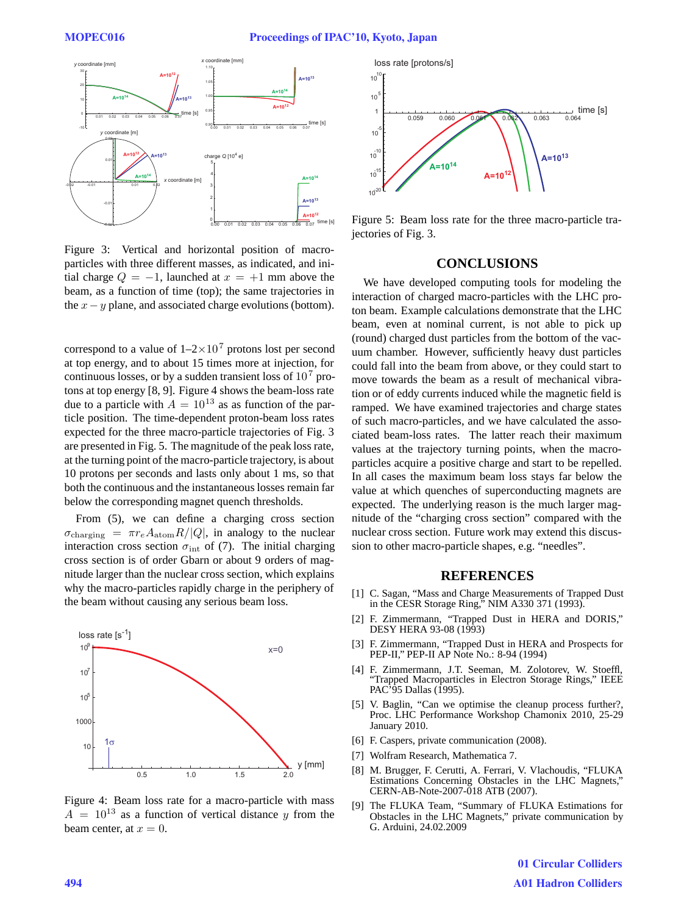y coordinate [mm]
30
20
10
0
-10
0.01 0.02 0.03 0.04 0.05 0.06 0.07
time [s]
A=10^12
A=10^14
A=10^13

x coordinate [mm]
1.10
1.05
1.00
0.95
0.90
0.00 0.01 0.02 0.03 0.04 0.05 0.06 0.07
time [s]
A=10^13
A=10^14
A=10^12

y coordinate [m]
0.02
0.01
-0.01
-0.02
-0.02 -0.01 0.01 0.02
x coordinate [m]
A=10^12
A=10^13
A=10^14

charge Q [10^4 e]
5
4
3
2
1
0
0.00 0.01 0.02 0.03 0.04 0.05 0.06 0.07
time [s]
A=10^14
A=10^13
A=10^12

Figure 3: Vertical and horizontal position of macro-particles with three different masses, as indicated, and initial charge $Q = -1$, launched at $x = +1$ mm above the beam, as a function of time (top); the same trajectories in the $x - y$ plane, and associated charge evolutions (bottom).

correspond to a value of 1–2$\times 10^7$ protons lost per second at top energy, and to about 15 times more at injection, for continuous losses, or by a sudden transient loss of $10^7$ protons at top energy [8, 9]. Figure 4 shows the beam-loss rate due to a particle with $A = 10^{13}$ as as function of the particle position. The time-dependent proton-beam loss rates expected for the three macro-particle trajectories of Fig. 3 are presented in Fig. 5. The magnitude of the peak loss rate, at the turning point of the macro-particle trajectory, is about 10 protons per seconds and lasts only about 1 ms, so that both the continuous and the instantaneous losses remain far below the corresponding magnet quench thresholds.

From (5), we can define a charging cross section $\sigma_{\rm charging} = \pi r_e A_{\rm atom} R/|Q|$, in analogy to the nuclear interaction cross section $\sigma_{\rm int}$ of (7). The initial charging cross section is of order Gbarn or about 9 orders of magnitude larger than the nuclear cross section, which explains why the macro-particles rapidly charge in the periphery of the beam without causing any serious beam loss.

loss rate [s^-1]
10^9
10^7
10^5
1000
10
x=0
1σ
0.5 1.0 1.5 2.0
y [mm]

Figure 4: Beam loss rate for a macro-particle with mass $A = 10^{13}$ as a function of vertical distance $y$ from the beam center, at $x = 0$.

loss rate [protons/s]
10^10
10^5
1
10^-5
10^-10
10^-15
10^-20
0.059 0.060 0.061 0.062 0.063 0.064
time [s]
A=10^14
A=10^12
A=10^13

Figure 5: Beam loss rate for the three macro-particle trajectories of Fig. 3.

## CONCLUSIONS

We have developed computing tools for modeling the interaction of charged macro-particles with the LHC proton beam. Example calculations demonstrate that the LHC beam, even at nominal current, is not able to pick up (round) charged dust particles from the bottom of the vacuum chamber. However, sufficiently heavy dust particles could fall into the beam from above, or they could start to move towards the beam as a result of mechanical vibration or of eddy currents induced while the magnetic field is ramped. We have examined trajectories and charge states of such macro-particles, and we have calculated the associated beam-loss rates. The latter reach their maximum values at the trajectory turning points, when the macro-particles acquire a positive charge and start to be repelled. In all cases the maximum beam loss stays far below the value at which quenches of superconducting magnets are expected. The underlying reason is the much larger magnitude of the "charging cross section" compared with the nuclear cross section. Future work may extend this discussion to other macro-particle shapes, e.g. "needles".

## REFERENCES

[1] C. Sagan, "Mass and Charge Measurements of Trapped Dust in the CESR Storage Ring," NIM A330 371 (1993).

[2] F. Zimmermann, "Trapped Dust in HERA and DORIS," DESY HERA 93-08 (1993)

[3] F. Zimmermann, "Trapped Dust in HERA and Prospects for PEP-II," PEP-II AP Note No.: 8-94 (1994)

[4] F. Zimmermann, J.T. Seeman, M. Zolotorev, W. Stoeffl, "Trapped Macroparticles in Electron Storage Rings," IEEE PAC'95 Dallas (1995).

[5] V. Baglin, "Can we optimise the cleanup process further?, Proc. LHC Performance Workshop Chamonix 2010, 25-29 January 2010.

[6] F. Caspers, private communication (2008).

[7] Wolfram Research, Mathematica 7.

[8] M. Brugger, F. Cerutti, A. Ferrari, V. Vlachoudis, "FLUKA Estimations Concerning Obstacles in the LHC Magnets," CERN-AB-Note-2007-018 ATB (2007).

[9] The FLUKA Team, "Summary of FLUKA Estimations for Obstacles in the LHC Magnets," private communication by G. Arduini, 24.02.2009